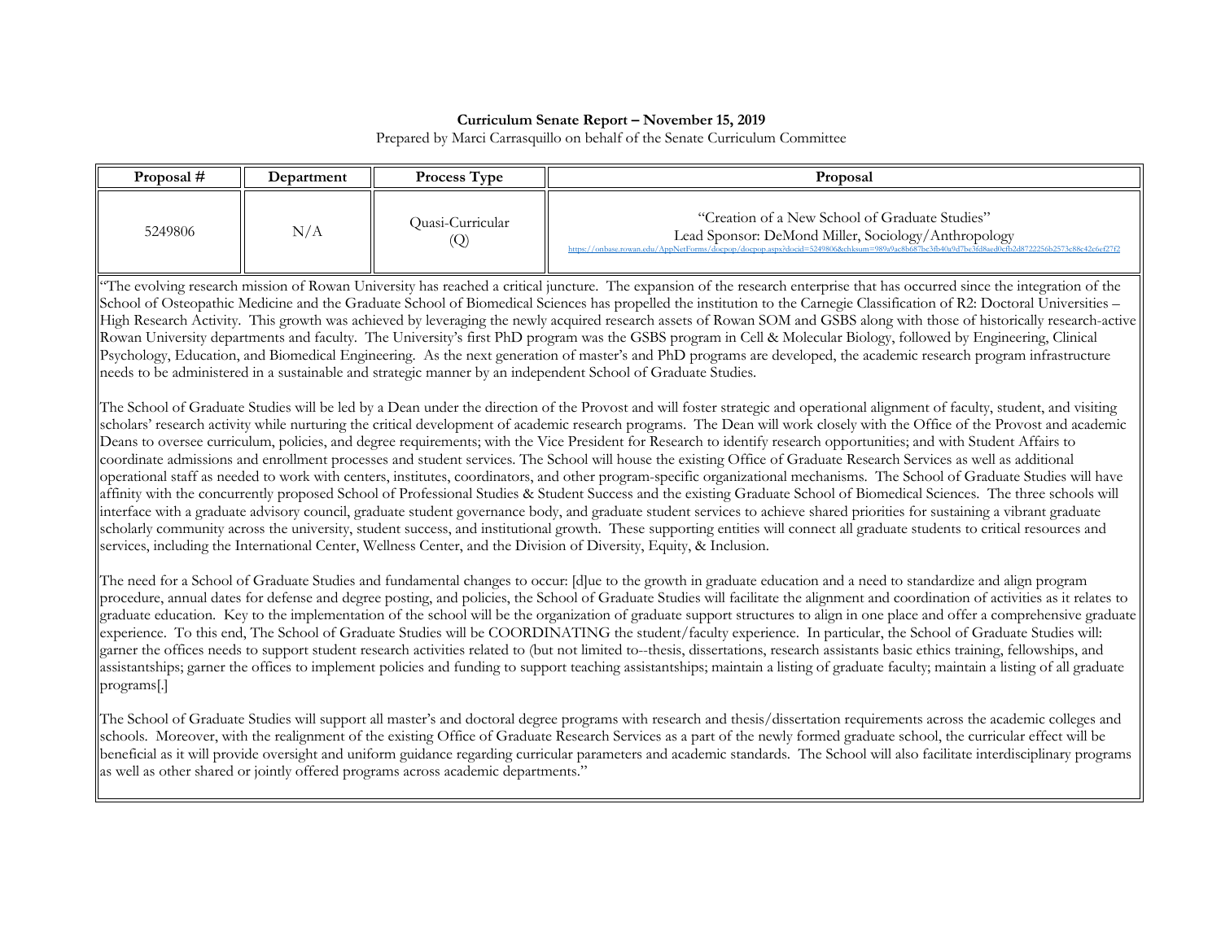**Curriculum Senate Report – November 15, 2019**

Prepared by Marci Carrasquillo on behalf of the Senate Curriculum Committee

| Proposal # | Department | Process Type | Proposal |
| --- | --- | --- | --- |
| 5249806 | N/A | Quasi-Curricular (Q) | "Creation of a New School of Graduate Studies" Lead Sponsor: DeMond Miller, Sociology/Anthropology https://onbase.rowan.edu/AppNetForms/docpop/docpop.aspx?docid=5249806&chksum=989a9ac8b687bc3fb40a9d7bc3fd8aed0cfb2d8722256b2573c88c42c6ef27f2 |

"The evolving research mission of Rowan University has reached a critical juncture. The expansion of the research enterprise that has occurred since the integration of the School of Osteopathic Medicine and the Graduate School of Biomedical Sciences has propelled the institution to the Carnegie Classification of R2: Doctoral Universities – High Research Activity. This growth was achieved by leveraging the newly acquired research assets of Rowan SOM and GSBS along with those of historically research-active Rowan University departments and faculty. The University's first PhD program was the GSBS program in Cell & Molecular Biology, followed by Engineering, Clinical Psychology, Education, and Biomedical Engineering. As the next generation of master's and PhD programs are developed, the academic research program infrastructure needs to be administered in a sustainable and strategic manner by an independent School of Graduate Studies.

The School of Graduate Studies will be led by a Dean under the direction of the Provost and will foster strategic and operational alignment of faculty, student, and visiting scholars' research activity while nurturing the critical development of academic research programs. The Dean will work closely with the Office of the Provost and academic Deans to oversee curriculum, policies, and degree requirements; with the Vice President for Research to identify research opportunities; and with Student Affairs to coordinate admissions and enrollment processes and student services. The School will house the existing Office of Graduate Research Services as well as additional operational staff as needed to work with centers, institutes, coordinators, and other program-specific organizational mechanisms. The School of Graduate Studies will have affinity with the concurrently proposed School of Professional Studies & Student Success and the existing Graduate School of Biomedical Sciences. The three schools will interface with a graduate advisory council, graduate student governance body, and graduate student services to achieve shared priorities for sustaining a vibrant graduate scholarly community across the university, student success, and institutional growth. These supporting entities will connect all graduate students to critical resources and services, including the International Center, Wellness Center, and the Division of Diversity, Equity, & Inclusion.

The need for a School of Graduate Studies and fundamental changes to occur: [d]ue to the growth in graduate education and a need to standardize and align program procedure, annual dates for defense and degree posting, and policies, the School of Graduate Studies will facilitate the alignment and coordination of activities as it relates to graduate education. Key to the implementation of the school will be the organization of graduate support structures to align in one place and offer a comprehensive graduate experience. To this end, The School of Graduate Studies will be COORDINATING the student/faculty experience. In particular, the School of Graduate Studies will: garner the offices needs to support student research activities related to (but not limited to--thesis, dissertations, research assistants basic ethics training, fellowships, and assistantships; garner the offices to implement policies and funding to support teaching assistantships; maintain a listing of graduate faculty; maintain a listing of all graduate programs[.]

The School of Graduate Studies will support all master's and doctoral degree programs with research and thesis/dissertation requirements across the academic colleges and schools. Moreover, with the realignment of the existing Office of Graduate Research Services as a part of the newly formed graduate school, the curricular effect will be beneficial as it will provide oversight and uniform guidance regarding curricular parameters and academic standards. The School will also facilitate interdisciplinary programs as well as other shared or jointly offered programs across academic departments."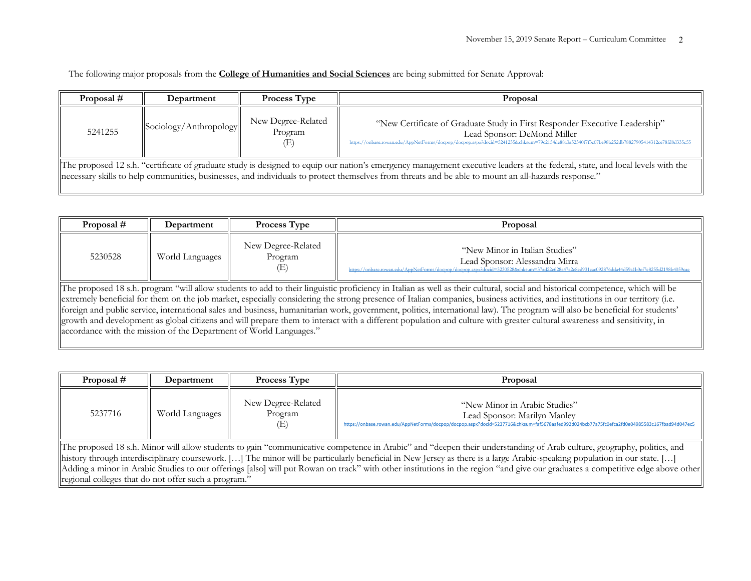The following major proposals from the **College of Humanities and Social Sciences** are being submitted for Senate Approval:

| Proposal # | Department | Process Type | Proposal |
|---|---|---|---|
| 5241255 | Sociology/Anthropology | New Degree-Related Program (E) | "New Certificate of Graduate Study in First Responder Executive Leadership" Lead Sponsor: DeMond Miller https://onbase.rowan.edu/AppNetForms/docpop/docpop.aspx?docid=5241255&chksum=79c2154de88a3a52340f7f3c07be98b252db78827905414312ee78fd8d335c55 |
| The proposed 12 s.h. "certificate of graduate study is designed to equip our nation's emergency management executive leaders at the federal, state, and local levels with the necessary skills to help communities, businesses, and individuals to protect themselves from threats and be able to mount an all-hazards response." | | | |

| Proposal # | Department | Process Type | Proposal |
|---|---|---|---|
| 5230528 | World Languages | New Degree-Related Program (E) | "New Minor in Italian Studies" Lead Sponsor: Alessandra Mirra https://onbase.rowan.edu/AppNetForms/docpop/docpop.aspx?docid=5230528&chksum=37ad22e628a47a2e8ed931eac092876dda44d59a1b0ef7e8255d2198b4059cae |
| The proposed 18 s.h. program "will allow students to add to their linguistic proficiency in Italian as well as their cultural, social and historical competence, which will be extremely beneficial for them on the job market, especially considering the strong presence of Italian companies, business activities, and institutions in our territory (i.e. foreign and public service, international sales and business, humanitarian work, government, politics, international law). The program will also be beneficial for students' growth and development as global citizens and will prepare them to interact with a different population and culture with greater cultural awareness and sensitivity, in accordance with the mission of the Department of World Languages." | | | |

| Proposal # | Department | Process Type | Proposal |
|---|---|---|---|
| 5237716 | World Languages | New Degree-Related Program (E) | "New Minor in Arabic Studies" Lead Sponsor: Marilyn Manley https://onbase.rowan.edu/AppNetForms/docpop/docpop.aspx?docid=5237716&chksum=faf5678aafed992d024bcb77a75fc0efca2fd0e04985583c167fbad94d047ec5 |
| The proposed 18 s.h. Minor will allow students to gain "communicative competence in Arabic" and "deepen their understanding of Arab culture, geography, politics, and history through interdisciplinary coursework. […] The minor will be particularly beneficial in New Jersey as there is a large Arabic-speaking population in our state. […] Adding a minor in Arabic Studies to our offerings [also] will put Rowan on track" with other institutions in the region "and give our graduates a competitive edge above other regional colleges that do not offer such a program." | | | |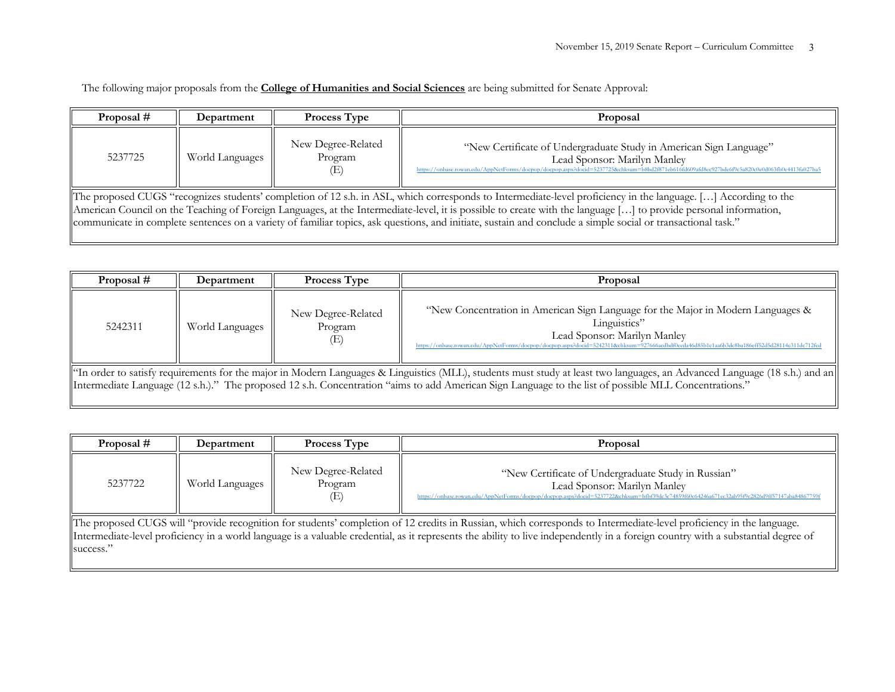The following major proposals from the **College of Humanities and Social Sciences** are being submitted for Senate Approval:

| Proposal # | Department | Process Type | Proposal |
|---|---|---|---|
| 5237725 | World Languages | New Degree-Related Program (E) | "New Certificate of Undergraduate Study in American Sign Language"<br>Lead Sponsor: Marilyn Manley<br>https://onbase.rowan.edu/AppNetForms/docpop/docpop.aspx?docid=5237725&chksum=b8bd2f871eb616fd609afd8ec927bde6f9e5a820e0e0d063fb0e4413fa027ba5 |
| The proposed CUGS "recognizes students' completion of 12 s.h. in ASL, which corresponds to Intermediate-level proficiency in the language. […] According to the American Council on the Teaching of Foreign Languages, at the Intermediate-level, it is possible to create with the language […] to provide personal information, communicate in complete sentences on a variety of familiar topics, ask questions, and initiate, sustain and conclude a simple social or transactional task." | | | |

| Proposal # | Department | Process Type | Proposal |
|---|---|---|---|
| 5242311 | World Languages | New Degree-Related Program (E) | "New Concentration in American Sign Language for the Major in Modern Languages & Linguistics"<br>Lead Sponsor: Marilyn Manley<br>https://onbase.rowan.edu/AppNetForms/docpop/docpop.aspx?docid=5242311&chksum=927666aedbdf0eeda46d85b1e1aa6b3dc8ba186eff52d5d28114c311de712fed |
| "In order to satisfy requirements for the major in Modern Languages & Linguistics (MLL), students must study at least two languages, an Advanced Language (18 s.h.) and an Intermediate Language (12 s.h.)." The proposed 12 s.h. Concentration "aims to add American Sign Language to the list of possible MLL Concentrations." | | | |

| Proposal # | Department | Process Type | Proposal |
|---|---|---|---|
| 5237722 | World Languages | New Degree-Related Program (E) | "New Certificate of Undergraduate Study in Russian"<br>Lead Sponsor: Marilyn Manley<br>https://onbase.rowan.edu/AppNetForms/docpop/docpop.aspx?docid=5237722&chksum=bfbf39dc3c74859f60e64246a671ec32ab95f9c2826d9ff57147aba84867759f |
| The proposed CUGS will "provide recognition for students' completion of 12 credits in Russian, which corresponds to Intermediate-level proficiency in the language. Intermediate-level proficiency in a world language is a valuable credential, as it represents the ability to live independently in a foreign country with a substantial degree of success." | | | |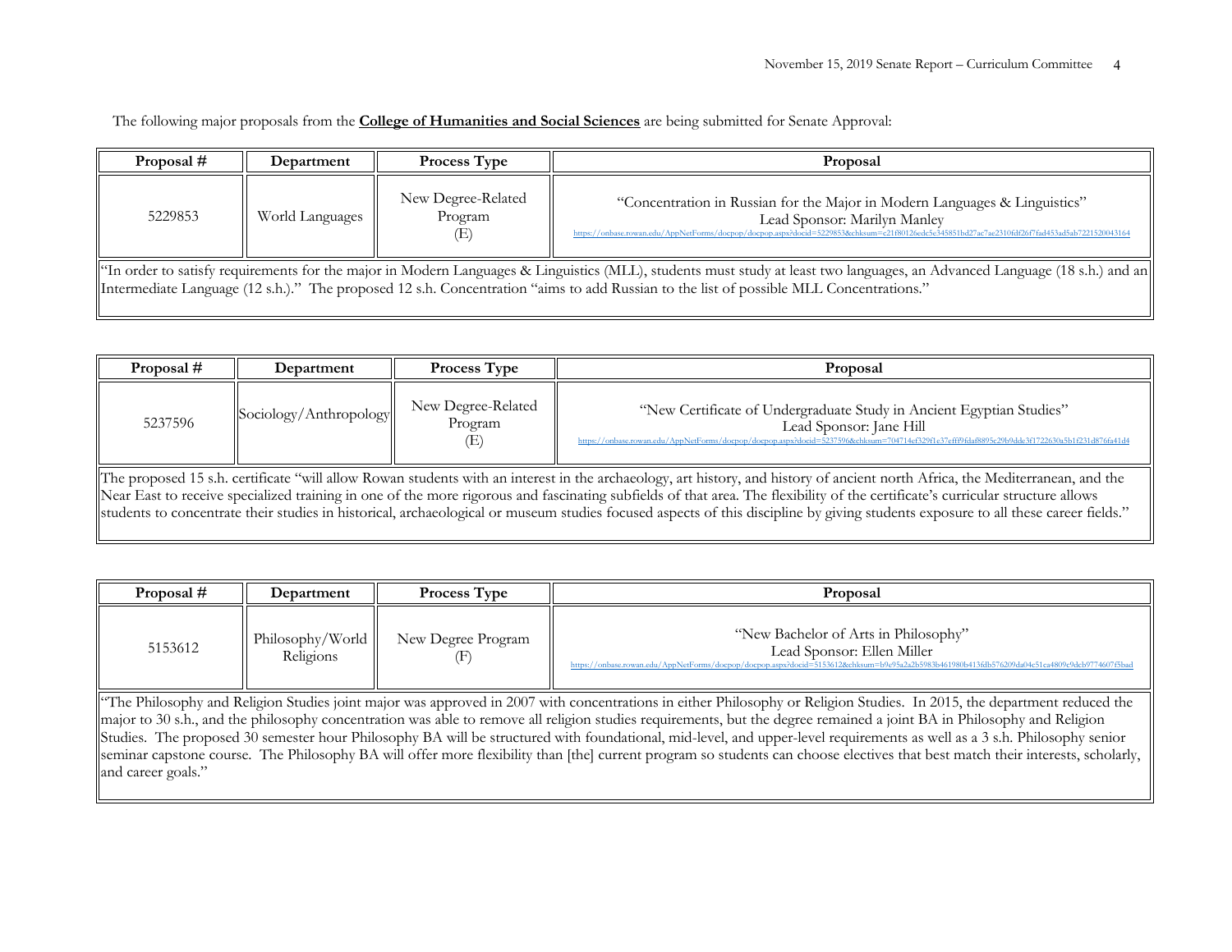The following major proposals from the **College of Humanities and Social Sciences** are being submitted for Senate Approval:

| Proposal # | Department | Process Type | Proposal |
|---|---|---|---|
| 5229853 | World Languages | New Degree-Related Program (E) | "Concentration in Russian for the Major in Modern Languages & Linguistics" Lead Sponsor: Marilyn Manley https://onbase.rowan.edu/AppNetForms/docpop/docpop.aspx?docid=5229853&chksum=e21f80126edc5e345851bd27ac7ae2310fdf26f7fad453ad5ab7221520043164 |
| "In order to satisfy requirements for the major in Modern Languages & Linguistics (MLL), students must study at least two languages, an Advanced Language (18 s.h.) and an Intermediate Language (12 s.h.)." The proposed 12 s.h. Concentration "aims to add Russian to the list of possible MLL Concentrations." | | | |

| Proposal # | Department | Process Type | Proposal |
|---|---|---|---|
| 5237596 | Sociology/Anthropology | New Degree-Related Program (E) | "New Certificate of Undergraduate Study in Ancient Egyptian Studies" Lead Sponsor: Jane Hill https://onbase.rowan.edu/AppNetForms/docpop/docpop.aspx?docid=5237596&chksum=704714ef329f1e37efff9fdaf8895c29b9dde3f1722630a5b1f231d876fa41d4 |
| The proposed 15 s.h. certificate "will allow Rowan students with an interest in the archaeology, art history, and history of ancient north Africa, the Mediterranean, and the Near East to receive specialized training in one of the more rigorous and fascinating subfields of that area. The flexibility of the certificate's curricular structure allows students to concentrate their studies in historical, archaeological or museum studies focused aspects of this discipline by giving students exposure to all these career fields." | | | |

| Proposal # | Department | Process Type | Proposal |
|---|---|---|---|
| 5153612 | Philosophy/World Religions | New Degree Program (F) | "New Bachelor of Arts in Philosophy" Lead Sponsor: Ellen Miller https://onbase.rowan.edu/AppNetForms/docpop/docpop.aspx?docid=5153612&chksum=b9e95a2a2b5983b461980b413fdb576209da04c51ea4809c9dcb9774607f5bad |
| "The Philosophy and Religion Studies joint major was approved in 2007 with concentrations in either Philosophy or Religion Studies. In 2015, the department reduced the major to 30 s.h., and the philosophy concentration was able to remove all religion studies requirements, but the degree remained a joint BA in Philosophy and Religion Studies. The proposed 30 semester hour Philosophy BA will be structured with foundational, mid-level, and upper-level requirements as well as a 3 s.h. Philosophy senior seminar capstone course. The Philosophy BA will offer more flexibility than [the] current program so students can choose electives that best match their interests, scholarly, and career goals." | | | |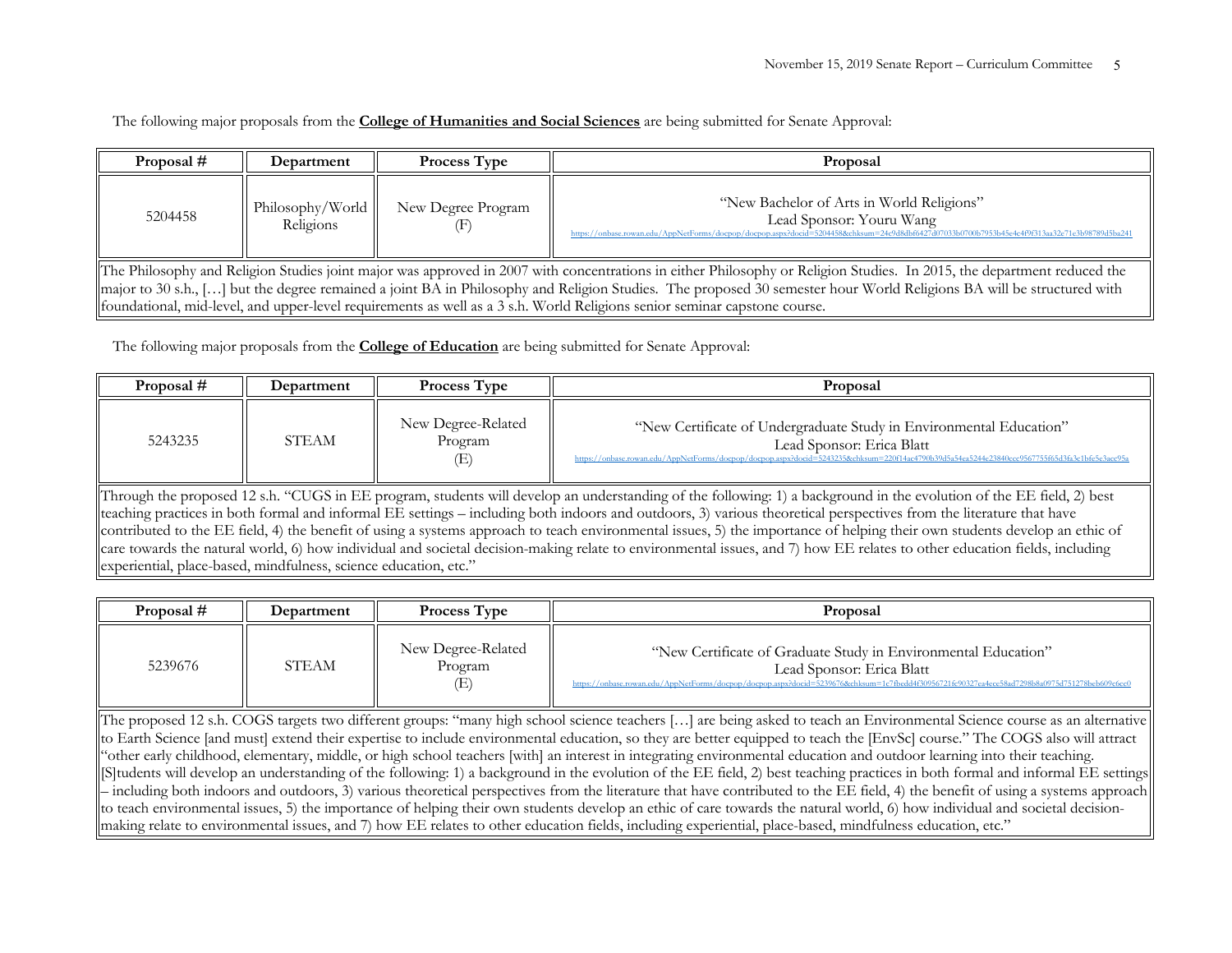The following major proposals from the **College of Humanities and Social Sciences** are being submitted for Senate Approval:

| Proposal # | Department | Process Type | Proposal |
|---|---|---|---|
| 5204458 | Philosophy/World Religions | New Degree Program (F) | "New Bachelor of Arts in World Religions" Lead Sponsor: Youru Wang https://onbase.rowan.edu/AppNetForms/docpop/docpop.aspx?docid=5204458&chksum=24c9d8dbf6427d07033b0700b7953b45e4c4f9f313aa32e71e3b98789d5ba241 |
| The Philosophy and Religion Studies joint major was approved in 2007 with concentrations in either Philosophy or Religion Studies. In 2015, the department reduced the major to 30 s.h., […] but the degree remained a joint BA in Philosophy and Religion Studies. The proposed 30 semester hour World Religions BA will be structured with foundational, mid-level, and upper-level requirements as well as a 3 s.h. World Religions senior seminar capstone course. | | | |

The following major proposals from the **College of Education** are being submitted for Senate Approval:

| Proposal # | Department | Process Type | Proposal |
|---|---|---|---|
| 5243235 | STEAM | New Degree-Related Program (E) | "New Certificate of Undergraduate Study in Environmental Education" Lead Sponsor: Erica Blatt https://onbase.rowan.edu/AppNetForms/docpop/docpop.aspx?docid=5243235&chksum=220f14ac4790b39d5a54ea5244e23840cce9567755f65d3fa3c1bfe5e3acc95a |
| Through the proposed 12 s.h. "CUGS in EE program, students will develop an understanding of the following: 1) a background in the evolution of the EE field, 2) best teaching practices in both formal and informal EE settings – including both indoors and outdoors, 3) various theoretical perspectives from the literature that have contributed to the EE field, 4) the benefit of using a systems approach to teach environmental issues, 5) the importance of helping their own students develop an ethic of care towards the natural world, 6) how individual and societal decision-making relate to environmental issues, and 7) how EE relates to other education fields, including experiential, place-based, mindfulness, science education, etc." | | | |

| Proposal # | Department | Process Type | Proposal |
|---|---|---|---|
| 5239676 | STEAM | New Degree-Related Program (E) | "New Certificate of Graduate Study in Environmental Education" Lead Sponsor: Erica Blatt https://onbase.rowan.edu/AppNetForms/docpop/docpop.aspx?docid=5239676&chksum=1c7fbedd4f30956721fc90327ea4ece58ad7298b8a0975d751278beb609e6cc0 |
| The proposed 12 s.h. COGS targets two different groups: "many high school science teachers […] are being asked to teach an Environmental Science course as an alternative to Earth Science [and must] extend their expertise to include environmental education, so they are better equipped to teach the [EnvSc] course." The COGS also will attract "other early childhood, elementary, middle, or high school teachers [with] an interest in integrating environmental education and outdoor learning into their teaching. [S]tudents will develop an understanding of the following: 1) a background in the evolution of the EE field, 2) best teaching practices in both formal and informal EE settings – including both indoors and outdoors, 3) various theoretical perspectives from the literature that have contributed to the EE field, 4) the benefit of using a systems approach to teach environmental issues, 5) the importance of helping their own students develop an ethic of care towards the natural world, 6) how individual and societal decision-making relate to environmental issues, and 7) how EE relates to other education fields, including experiential, place-based, mindfulness education, etc." | | | |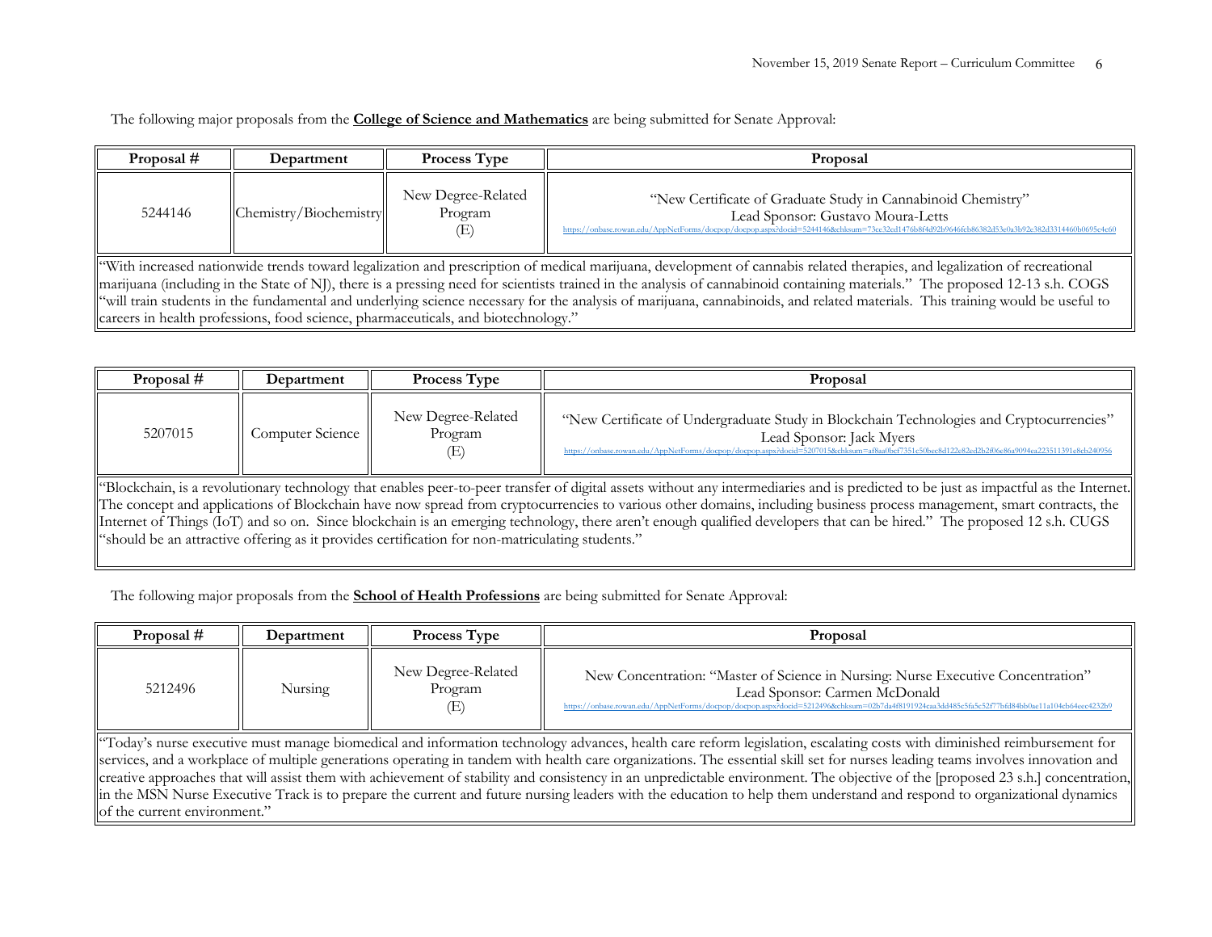The following major proposals from the **College of Science and Mathematics** are being submitted for Senate Approval:

| Proposal # | Department | Process Type | Proposal |
|---|---|---|---|
| 5244146 | Chemistry/Biochemistry | New Degree-Related Program (E) | "New Certificate of Graduate Study in Cannabinoid Chemistry" Lead Sponsor: Gustavo Moura-Letts https://onbase.rowan.edu/AppNetForms/docpop/docpop.aspx?docid=5244146&chksum=73ce32ed1476b8f4d92b9646feb86382d53e0a3b92e382d3314460b0695e4e60 |
| "With increased nationwide trends toward legalization and prescription of medical marijuana, development of cannabis related therapies, and legalization of recreational marijuana (including in the State of NJ), there is a pressing need for scientists trained in the analysis of cannabinoid containing materials." The proposed 12-13 s.h. COGS "will train students in the fundamental and underlying science necessary for the analysis of marijuana, cannabinoids, and related materials. This training would be useful to careers in health professions, food science, pharmaceuticals, and biotechnology." | | | |

| Proposal # | Department | Process Type | Proposal |
|---|---|---|---|
| 5207015 | Computer Science | New Degree-Related Program (E) | "New Certificate of Undergraduate Study in Blockchain Technologies and Cryptocurrencies" Lead Sponsor: Jack Myers https://onbase.rowan.edu/AppNetForms/docpop/docpop.aspx?docid=5207015&chksum=af8aa0bef7351c50bec8d122e82ed2b2f06e86a9094ea223511391e8cb240956 |
| "Blockchain, is a revolutionary technology that enables peer-to-peer transfer of digital assets without any intermediaries and is predicted to be just as impactful as the Internet. The concept and applications of Blockchain have now spread from cryptocurrencies to various other domains, including business process management, smart contracts, the Internet of Things (IoT) and so on. Since blockchain is an emerging technology, there aren't enough qualified developers that can be hired." The proposed 12 s.h. CUGS "should be an attractive offering as it provides certification for non-matriculating students." | | | |

The following major proposals from the **School of Health Professions** are being submitted for Senate Approval:

| Proposal # | Department | Process Type | Proposal |
|---|---|---|---|
| 5212496 | Nursing | New Degree-Related Program (E) | New Concentration: "Master of Science in Nursing: Nurse Executive Concentration" Lead Sponsor: Carmen McDonald https://onbase.rowan.edu/AppNetForms/docpop/docpop.aspx?docid=5212496&chksum=02b7da4f8191924eaa3dd485c5fa5c52f77bfd84bb0ae11a104cb64eee4232b9 |
| "Today's nurse executive must manage biomedical and information technology advances, health care reform legislation, escalating costs with diminished reimbursement for services, and a workplace of multiple generations operating in tandem with health care organizations. The essential skill set for nurses leading teams involves innovation and creative approaches that will assist them with achievement of stability and consistency in an unpredictable environment. The objective of the [proposed 23 s.h.] concentration, in the MSN Nurse Executive Track is to prepare the current and future nursing leaders with the education to help them understand and respond to organizational dynamics of the current environment." | | | |